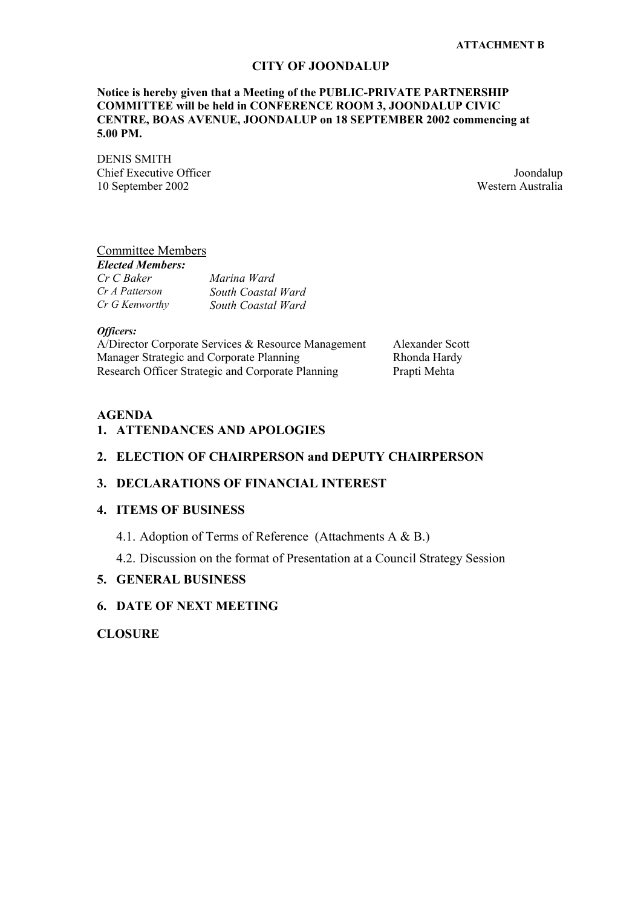**ATTACHMENT B**

# CITY OF JOONDALUP

**Notice is hereby given that a Meeting of the PUBLIC-PRIVATE PARTNERSHIP COMMITTEE will be held in CONFERENCE ROOM 3, JOONDALUP CIVIC CENTRE, BOAS AVENUE, JOONDALUP on 18 SEPTEMBER 2002 commencing at 5.00 PM.**

DENIS SMITH
Chief Executive Officer
10 September 2002

Joondalup
Western Australia

## Committee Members

***Elected Members:***

| | |
|---|---|
| *Cr C Baker* | *Marina Ward* |
| *Cr A Patterson* | *South Coastal Ward* |
| *Cr G Kenworthy* | *South Coastal Ward* |

***Officers:***

| | |
|---|---|
| A/Director Corporate Services & Resource Management | Alexander Scott |
| Manager Strategic and Corporate Planning | Rhonda Hardy |
| Research Officer Strategic and Corporate Planning | Prapti Mehta |

## AGENDA

1. **ATTENDANCES AND APOLOGIES**
2. **ELECTION OF CHAIRPERSON and DEPUTY CHAIRPERSON**
3. **DECLARATIONS OF FINANCIAL INTEREST**
4. **ITEMS OF BUSINESS**
   - 4.1. Adoption of Terms of Reference (Attachments A & B.)
   - 4.2. Discussion on the format of Presentation at a Council Strategy Session
5. **GENERAL BUSINESS**
6. **DATE OF NEXT MEETING**

**CLOSURE**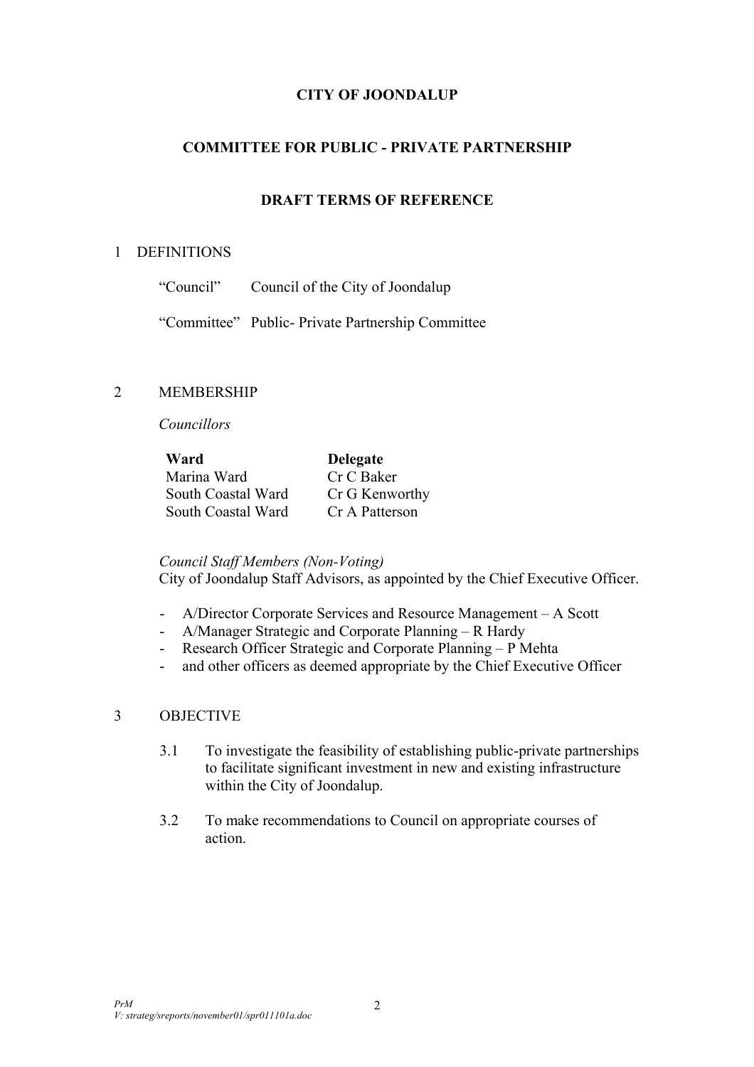**CITY OF JOONDALUP**

**COMMITTEE FOR PUBLIC - PRIVATE PARTNERSHIP**

**DRAFT TERMS OF REFERENCE**

1 DEFINITIONS

“Council” Council of the City of Joondalup

“Committee” Public- Private Partnership Committee

2 MEMBERSHIP

*Councillors*

| **Ward** | **Delegate** |
|---|---|
| Marina Ward | Cr C Baker |
| South Coastal Ward | Cr G Kenworthy |
| South Coastal Ward | Cr A Patterson |

*Council Staff Members (Non-Voting)*
City of Joondalup Staff Advisors, as appointed by the Chief Executive Officer.

- A/Director Corporate Services and Resource Management – A Scott
- A/Manager Strategic and Corporate Planning – R Hardy
- Research Officer Strategic and Corporate Planning – P Mehta
- and other officers as deemed appropriate by the Chief Executive Officer

3 OBJECTIVE

3.1 To investigate the feasibility of establishing public-private partnerships to facilitate significant investment in new and existing infrastructure within the City of Joondalup.

3.2 To make recommendations to Council on appropriate courses of action.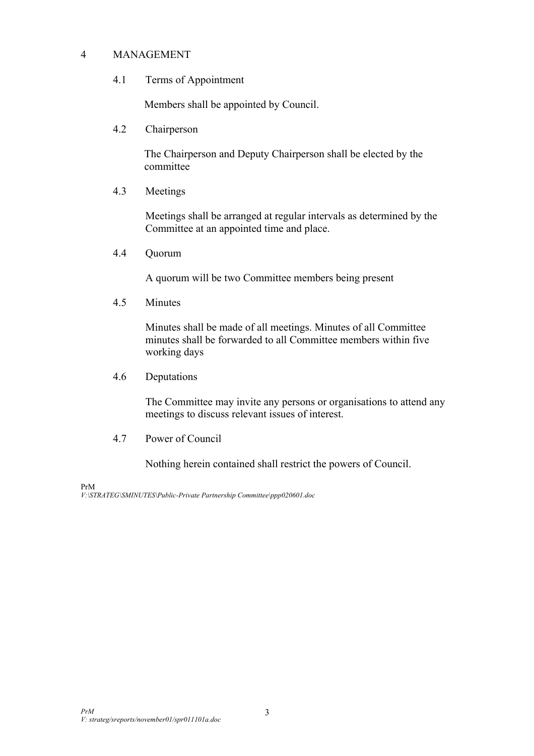## 4 MANAGEMENT

### 4.1 Terms of Appointment

Members shall be appointed by Council.

### 4.2 Chairperson

The Chairperson and Deputy Chairperson shall be elected by the committee

### 4.3 Meetings

Meetings shall be arranged at regular intervals as determined by the Committee at an appointed time and place.

### 4.4 Quorum

A quorum will be two Committee members being present

### 4.5 Minutes

Minutes shall be made of all meetings. Minutes of all Committee minutes shall be forwarded to all Committee members within five working days

### 4.6 Deputations

The Committee may invite any persons or organisations to attend any meetings to discuss relevant issues of interest.

### 4.7 Power of Council

Nothing herein contained shall restrict the powers of Council.

PrM
*V:\STRATEG\SMINUTES\Public-Private Partnership Committee\ppp020601.doc*